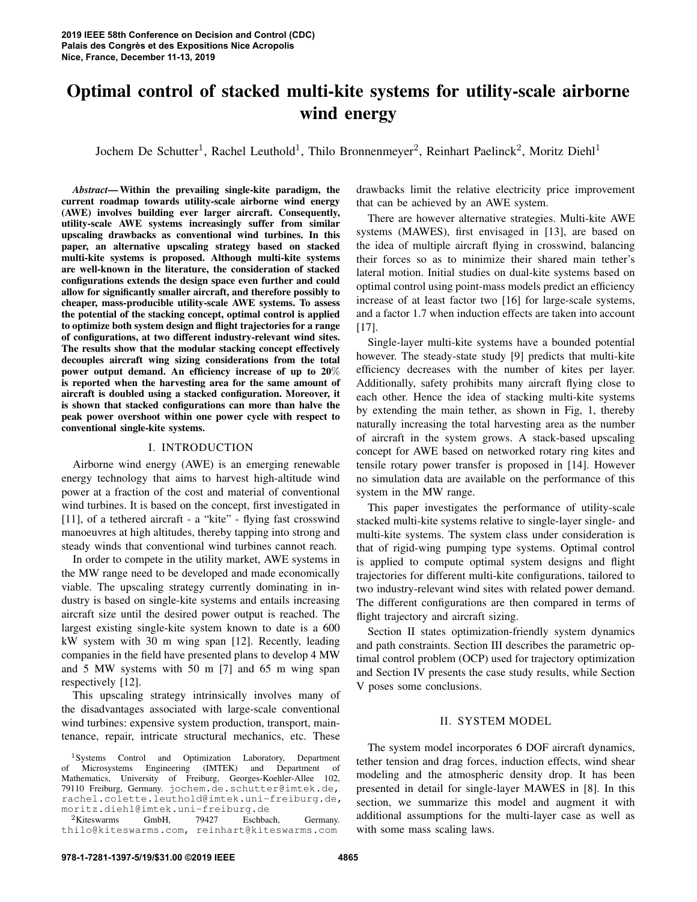# Optimal control of stacked multi-kite systems for utility-scale airborne wind energy

Jochem De Schutter[1], Rachel Leuthold[1], Thilo Bronnenmeyer[2], Reinhart Paelinck[2], Moritz Diehl[1]

***Abstract*— Within the prevailing single-kite paradigm, the current roadmap towards utility-scale airborne wind energy (AWE) involves building ever larger aircraft. Consequently, utility-scale AWE systems increasingly suffer from similar upscaling drawbacks as conventional wind turbines. In this paper, an alternative upscaling strategy based on stacked multi-kite systems is proposed. Although multi-kite systems are well-known in the literature, the consideration of stacked configurations extends the design space even further and could allow for significantly smaller aircraft, and therefore possibly to cheaper, mass-producible utility-scale AWE systems. To assess the potential of the stacking concept, optimal control is applied to optimize both system design and flight trajectories for a range of configurations, at two different industry-relevant wind sites. The results show that the modular stacking concept effectively decouples aircraft wing sizing considerations from the total power output demand. An efficiency increase of up to 20% is reported when the harvesting area for the same amount of aircraft is doubled using a stacked configuration. Moreover, it is shown that stacked configurations can more than halve the peak power overshoot within one power cycle with respect to conventional single-kite systems.**

## I. INTRODUCTION

Airborne wind energy (AWE) is an emerging renewable energy technology that aims to harvest high-altitude wind power at a fraction of the cost and material of conventional wind turbines. It is based on the concept, first investigated in [11], of a tethered aircraft - a "kite" - flying fast crosswind manoeuvres at high altitudes, thereby tapping into strong and steady winds that conventional wind turbines cannot reach.

In order to compete in the utility market, AWE systems in the MW range need to be developed and made economically viable. The upscaling strategy currently dominating in industry is based on single-kite systems and entails increasing aircraft size until the desired power output is reached. The largest existing single-kite system known to date is a 600 kW system with 30 m wing span [12]. Recently, leading companies in the field have presented plans to develop 4 MW and 5 MW systems with 50 m [7] and 65 m wing span respectively [12].

This upscaling strategy intrinsically involves many of the disadvantages associated with large-scale conventional wind turbines: expensive system production, transport, maintenance, repair, intricate structural mechanics, etc. These drawbacks limit the relative electricity price improvement that can be achieved by an AWE system.

There are however alternative strategies. Multi-kite AWE systems (MAWES), first envisaged in [13], are based on the idea of multiple aircraft flying in crosswind, balancing their forces so as to minimize their shared main tether's lateral motion. Initial studies on dual-kite systems based on optimal control using point-mass models predict an efficiency increase of at least factor two [16] for large-scale systems, and a factor 1.7 when induction effects are taken into account [17].

Single-layer multi-kite systems have a bounded potential however. The steady-state study [9] predicts that multi-kite efficiency decreases with the number of kites per layer. Additionally, safety prohibits many aircraft flying close to each other. Hence the idea of stacking multi-kite systems by extending the main tether, as shown in Fig, 1, thereby naturally increasing the total harvesting area as the number of aircraft in the system grows. A stack-based upscaling concept for AWE based on networked rotary ring kites and tensile rotary power transfer is proposed in [14]. However no simulation data are available on the performance of this system in the MW range.

This paper investigates the performance of utility-scale stacked multi-kite systems relative to single-layer single- and multi-kite systems. The system class under consideration is that of rigid-wing pumping type systems. Optimal control is applied to compute optimal system designs and flight trajectories for different multi-kite configurations, tailored to two industry-relevant wind sites with related power demand. The different configurations are then compared in terms of flight trajectory and aircraft sizing.

Section II states optimization-friendly system dynamics and path constraints. Section III describes the parametric optimal control problem (OCP) used for trajectory optimization and Section IV presents the case study results, while Section V poses some conclusions.

## II. SYSTEM MODEL

The system model incorporates 6 DOF aircraft dynamics, tether tension and drag forces, induction effects, wind shear modeling and the atmospheric density drop. It has been presented in detail for single-layer MAWES in [8]. In this section, we summarize this model and augment it with additional assumptions for the multi-layer case as well as with some mass scaling laws.

---

[1]Systems Control and Optimization Laboratory, Department of Microsystems Engineering (IMTEK) and Department of Mathematics, University of Freiburg, Georges-Koehler-Allee 102, 79110 Freiburg, Germany. jochem.de.schutter@imtek.de, rachel.colette.leuthold@imtek.uni-freiburg.de, moritz.diehl@imtek.uni-freiburg.de

[2]Kiteswarms GmbH, 79427 Eschbach, Germany. thilo@kiteswarms.com, reinhart@kiteswarms.com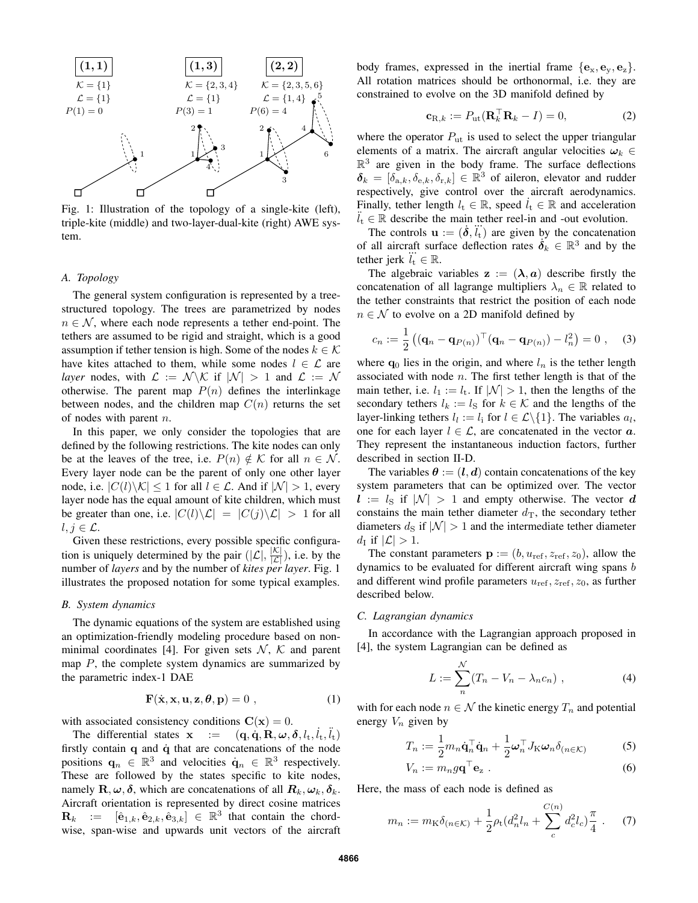Fig. 1: Illustration of the topology of a single-kite (left), triple-kite (middle) and two-layer-dual-kite (right) AWE system.

### A. Topology

The general system configuration is represented by a tree-structured topology. The trees are parametrized by nodes $n \in \mathcal{N}$, where each node represents a tether end-point. The tethers are assumed to be rigid and straight, which is a good assumption if tether tension is high. Some of the nodes $k \in \mathcal{K}$ have kites attached to them, while some nodes $l \in \mathcal{L}$ are *layer* nodes, with $\mathcal{L} := \mathcal{N} \backslash \mathcal{K}$ if $|\mathcal{N}| > 1$ and $\mathcal{L} := \mathcal{N}$ otherwise. The parent map $P(n)$ defines the interlinkage between nodes, and the children map $C(n)$ returns the set of nodes with parent $n$.

In this paper, we only consider the topologies that are defined by the following restrictions. The kite nodes can only be at the leaves of the tree, i.e. $P(n) \notin \mathcal{K}$ for all $n \in \mathcal{N}$. Every layer node can be the parent of only one other layer node, i.e. $|C(l) \backslash \mathcal{K}| \leq 1$ for all $l \in \mathcal{L}$. And if $|\mathcal{N}| > 1$, every layer node has the equal amount of kite children, which must be greater than one, i.e. $|C(l) \backslash \mathcal{L}| = |C(j) \backslash \mathcal{L}| > 1$ for all $l, j \in \mathcal{L}$.

Given these restrictions, every possible specific configuration is uniquely determined by the pair $(|\mathcal{L}|, \frac{|\mathcal{K}|}{|\mathcal{L}|})$, i.e. by the number of *layers* and by the number of *kites per layer*. Fig. 1 illustrates the proposed notation for some typical examples.

### B. System dynamics

The dynamic equations of the system are established using an optimization-friendly modeling procedure based on non-minimal coordinates [4]. For given sets $\mathcal{N}$, $\mathcal{K}$ and parent map $P$, the complete system dynamics are summarized by the parametric index-1 DAE

$$\mathbf{F}(\dot{\mathbf{x}}, \mathbf{x}, \mathbf{u}, \mathbf{z}, \boldsymbol{\theta}, \mathbf{p}) = 0 \ , \tag{1}$$

with associated consistency conditions $\mathbf{C}(\mathbf{x}) = 0$.

The differential states $\mathbf{x} := (\mathbf{q}, \dot{\mathbf{q}}, \mathbf{R}, \boldsymbol{\omega}, \boldsymbol{\delta}, l_{\mathrm{t}}, \dot{l}_{\mathrm{t}}, \ddot{l}_{\mathrm{t}})$ firstly contain $\mathbf{q}$ and $\dot{\mathbf{q}}$ that are concatenations of the node positions $\mathbf{q}_n \in \mathbb{R}^3$ and velocities $\dot{\mathbf{q}}_n \in \mathbb{R}^3$ respectively. These are followed by the states specific to kite nodes, namely $\mathbf{R}, \boldsymbol{\omega}, \boldsymbol{\delta}$, which are concatenations of all $\boldsymbol{R}_k, \boldsymbol{\omega}_k, \boldsymbol{\delta}_k$. Aircraft orientation is represented by direct cosine matrices $\mathbf{R}_k := [\hat{\mathbf{e}}_{1,k}, \hat{\mathbf{e}}_{2,k}, \hat{\mathbf{e}}_{3,k}] \in \mathbb{R}^3$ that contain the chord-wise, span-wise and upwards unit vectors of the aircraft body frames, expressed in the inertial frame $\{\mathbf{e}_{\mathrm{x}}, \mathbf{e}_{\mathrm{y}}, \mathbf{e}_{\mathrm{z}}\}$. All rotation matrices should be orthonormal, i.e. they are constrained to evolve on the 3D manifold defined by

$$\mathbf{c}_{\mathrm{R},k} := P_{\mathrm{ut}}(\mathbf{R}_k^{\top} \mathbf{R}_k - I) = 0, \tag{2}$$

where the operator $P_{\mathrm{ut}}$ is used to select the upper triangular elements of a matrix. The aircraft angular velocities $\boldsymbol{\omega}_k \in \mathbb{R}^3$ are given in the body frame. The surface deflections $\boldsymbol{\delta}_k = [\delta_{\mathrm{a},k}, \delta_{\mathrm{e},k}, \delta_{\mathrm{r},k}] \in \mathbb{R}^3$ of aileron, elevator and rudder respectively, give control over the aircraft aerodynamics. Finally, tether length $l_{\mathrm{t}} \in \mathbb{R}$, speed $\dot{l}_{\mathrm{t}} \in \mathbb{R}$ and acceleration $\ddot{l}_{\mathrm{t}} \in \mathbb{R}$ describe the main tether reel-in and -out evolution.

The controls $\mathbf{u} := (\dot{\boldsymbol{\delta}}, \dddot{l}_{\mathrm{t}})$ are given by the concatenation of all aircraft surface deflection rates $\dot{\boldsymbol{\delta}}_k \in \mathbb{R}^3$ and by the tether jerk $\dddot{l}_{\mathrm{t}} \in \mathbb{R}$.

The algebraic variables $\mathbf{z} := (\boldsymbol{\lambda}, \boldsymbol{a})$ describe firstly the concatenation of all lagrange multipliers $\lambda_n \in \mathbb{R}$ related to the tether constraints that restrict the position of each node $n \in \mathcal{N}$ to evolve on a 2D manifold defined by

$$c_n := \frac{1}{2}\left((\mathbf{q}_n - \mathbf{q}_{P(n)})^{\top}(\mathbf{q}_n - \mathbf{q}_{P(n)}) - l_n^2\right) = 0 \ , \tag{3}$$

where $\mathbf{q}_0$ lies in the origin, and where $l_n$ is the tether length associated with node $n$. The first tether length is that of the main tether, i.e. $l_1 := l_{\mathrm{t}}$. If $|\mathcal{N}| > 1$, then the lengths of the secondary tethers $l_k := l_{\mathrm{S}}$ for $k \in \mathcal{K}$ and the lengths of the layer-linking tethers $l_l := l_{\mathrm{i}}$ for $l \in \mathcal{L} \backslash \{1\}$. The variables $a_l$, one for each layer $l \in \mathcal{L}$, are concatenated in the vector $\boldsymbol{a}$. They represent the instantaneous induction factors, further described in section II-D.

The variables $\boldsymbol{\theta} := (\boldsymbol{l}, \boldsymbol{d})$ contain concatenations of the key system parameters that can be optimized over. The vector $\boldsymbol{l} := l_{\mathrm{S}}$ if $|\mathcal{N}| > 1$ and empty otherwise. The vector $\boldsymbol{d}$ constains the main tether diameter $d_{\mathrm{T}}$, the secondary tether diameters $d_{\mathrm{S}}$ if $|\mathcal{N}| > 1$ and the intermediate tether diameter $d_{\mathrm{I}}$ if $|\mathcal{L}| > 1$.

The constant parameters $\mathbf{p} := (b, u_{\mathrm{ref}}, z_{\mathrm{ref}}, z_0)$, allow the dynamics to be evaluated for different aircraft wing spans $b$ and different wind profile parameters $u_{\mathrm{ref}}, z_{\mathrm{ref}}, z_0$, as further described below.

### C. Lagrangian dynamics

In accordance with the Lagrangian approach proposed in [4], the system Lagrangian can be defined as

$$L := \sum_{n}^{\mathcal{N}} (T_n - V_n - \lambda_n c_n) \ , \tag{4}$$

with for each node $n \in \mathcal{N}$ the kinetic energy $T_n$ and potential energy $V_n$ given by

$$T_n := \frac{1}{2} m_n \dot{\mathbf{q}}_n^{\top} \dot{\mathbf{q}}_n + \frac{1}{2} \boldsymbol{\omega}_n^{\top} J_{\mathrm{K}} \boldsymbol{\omega}_n \delta_{(n \in \mathcal{K})} \tag{5}$$

$$V_n := m_n g \mathbf{q}^{\top} \mathbf{e}_{\mathrm{z}} \ . \tag{6}$$

Here, the mass of each node is defined as

$$m_n := m_{\mathrm{K}} \delta_{(n \in \mathcal{K})} + \frac{1}{2} \rho_{\mathrm{t}} (d_n^2 l_n + \sum_{c}^{C(n)} d_c^2 l_c) \frac{\pi}{4} \ . \tag{7}$$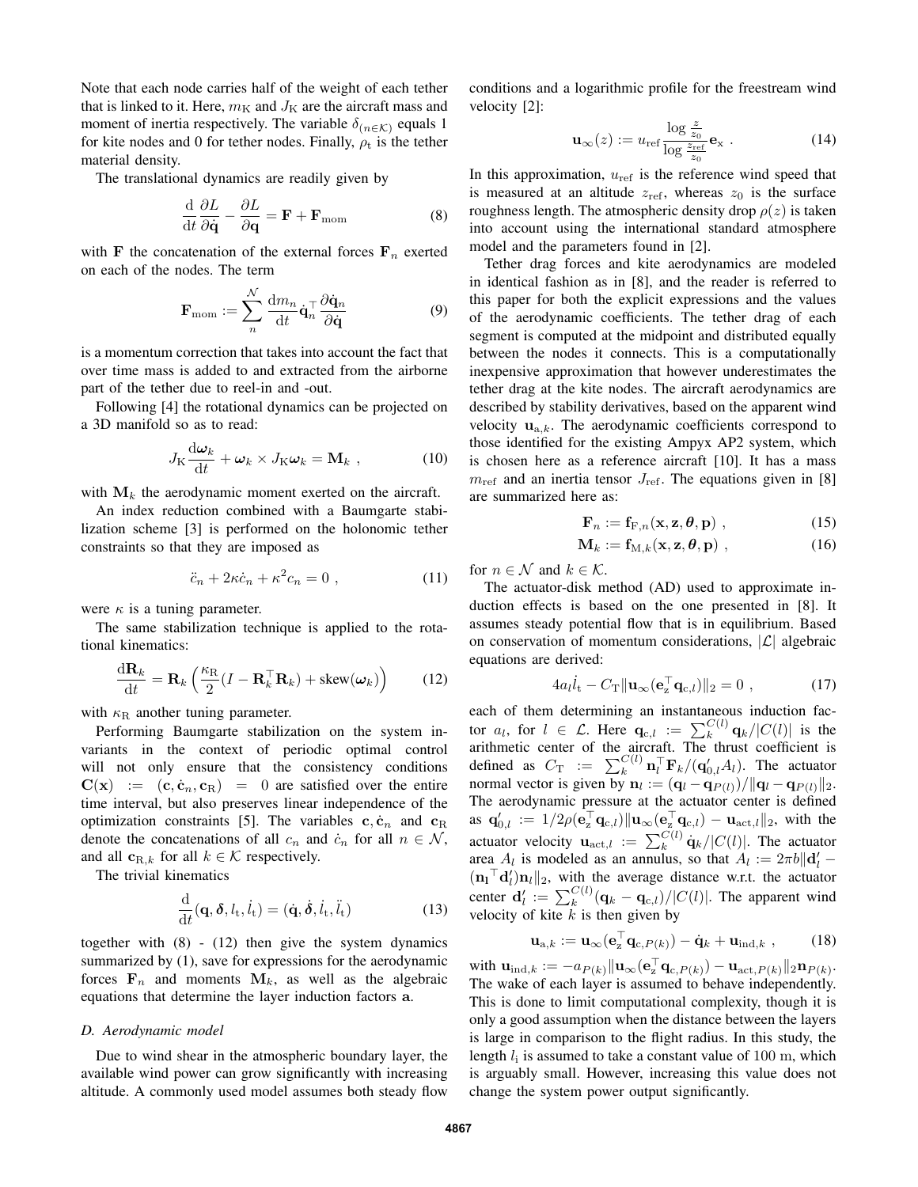Note that each node carries half of the weight of each tether that is linked to it. Here, $m_\mathrm{K}$ and $J_\mathrm{K}$ are the aircraft mass and moment of inertia respectively. The variable $\delta_{(n\in\mathcal{K})}$ equals 1 for kite nodes and 0 for tether nodes. Finally, $\rho_\mathrm{t}$ is the tether material density.

The translational dynamics are readily given by

$$\frac{\mathrm{d}}{\mathrm{d}t}\frac{\partial L}{\partial \dot{\mathbf{q}}} - \frac{\partial L}{\partial \mathbf{q}} = \mathbf{F} + \mathbf{F}_\mathrm{mom} \tag{8}$$

with $\mathbf{F}$ the concatenation of the external forces $\mathbf{F}_n$ exerted on each of the nodes. The term

$$\mathbf{F}_\mathrm{mom} := \sum_{n}^{\mathcal{N}} \frac{\mathrm{d}m_n}{\mathrm{d}t}\dot{\mathbf{q}}_n^\top \frac{\partial \dot{\mathbf{q}}_n}{\partial \dot{\mathbf{q}}} \tag{9}$$

is a momentum correction that takes into account the fact that over time mass is added to and extracted from the airborne part of the tether due to reel-in and -out.

Following [4] the rotational dynamics can be projected on a 3D manifold so as to read:

$$J_\mathrm{K}\frac{\mathrm{d}\boldsymbol{\omega}_k}{\mathrm{d}t} + \boldsymbol{\omega}_k \times J_\mathrm{K}\boldsymbol{\omega}_k = \mathbf{M}_k \ , \tag{10}$$

with $\mathbf{M}_k$ the aerodynamic moment exerted on the aircraft.

An index reduction combined with a Baumgarte stabilization scheme [3] is performed on the holonomic tether constraints so that they are imposed as

$$\ddot{c}_n + 2\kappa\dot{c}_n + \kappa^2 c_n = 0 \ , \tag{11}$$

were $\kappa$ is a tuning parameter.

The same stabilization technique is applied to the rotational kinematics:

$$\frac{\mathrm{d}\mathbf{R}_k}{\mathrm{d}t} = \mathbf{R}_k\left(\frac{\kappa_\mathrm{R}}{2}(I - \mathbf{R}_k^\top\mathbf{R}_k) + \mathrm{skew}(\boldsymbol{\omega}_k)\right) \tag{12}$$

with $\kappa_\mathrm{R}$ another tuning parameter.

Performing Baumgarte stabilization on the system invariants in the context of periodic optimal control will not only ensure that the consistency conditions $\mathbf{C}(\mathbf{x}) := (\mathbf{c}, \dot{\mathbf{c}}_n, \mathbf{c}_\mathrm{R}) = 0$ are satisfied over the entire time interval, but also preserves linear independence of the optimization constraints [5]. The variables $\mathbf{c}, \dot{\mathbf{c}}_n$ and $\mathbf{c}_\mathrm{R}$ denote the concatenations of all $c_n$ and $\dot{c}_n$ for all $n \in \mathcal{N}$, and all $\mathbf{c}_{\mathrm{R},k}$ for all $k \in \mathcal{K}$ respectively.

The trivial kinematics

$$\frac{\mathrm{d}}{\mathrm{d}t}(\mathbf{q}, \boldsymbol{\delta}, l_\mathrm{t}, \dot{l}_\mathrm{t}) = (\dot{\mathbf{q}}, \dot{\boldsymbol{\delta}}, \dot{l}_\mathrm{t}, \ddot{l}_\mathrm{t}) \tag{13}$$

together with (8) - (12) then give the system dynamics summarized by (1), save for expressions for the aerodynamic forces $\mathbf{F}_n$ and moments $\mathbf{M}_k$, as well as the algebraic equations that determine the layer induction factors $\mathbf{a}$.

### *D. Aerodynamic model*

Due to wind shear in the atmospheric boundary layer, the available wind power can grow significantly with increasing altitude. A commonly used model assumes both steady flow conditions and a logarithmic profile for the freestream wind velocity [2]:

$$\mathbf{u}_\infty(z) := u_\mathrm{ref}\frac{\log\frac{z}{z_0}}{\log\frac{z_\mathrm{ref}}{z_0}}\mathbf{e}_\mathrm{x} \ . \tag{14}$$

In this approximation, $u_\mathrm{ref}$ is the reference wind speed that is measured at an altitude $z_\mathrm{ref}$, whereas $z_0$ is the surface roughness length. The atmospheric density drop $\rho(z)$ is taken into account using the international standard atmosphere model and the parameters found in [2].

Tether drag forces and kite aerodynamics are modeled in identical fashion as in [8], and the reader is referred to this paper for both the explicit expressions and the values of the aerodynamic coefficients. The tether drag of each segment is computed at the midpoint and distributed equally between the nodes it connects. This is a computationally inexpensive approximation that however underestimates the tether drag at the kite nodes. The aircraft aerodynamics are described by stability derivatives, based on the apparent wind velocity $\mathbf{u}_{\mathrm{a},k}$. The aerodynamic coefficients correspond to those identified for the existing Ampyx AP2 system, which is chosen here as a reference aircraft [10]. It has a mass $m_\mathrm{ref}$ and an inertia tensor $J_\mathrm{ref}$. The equations given in [8] are summarized here as:

$$\mathbf{F}_n := \mathbf{f}_{\mathrm{F},n}(\mathbf{x}, \mathbf{z}, \boldsymbol{\theta}, \mathbf{p}) \ , \tag{15}$$

$$\mathbf{M}_k := \mathbf{f}_{\mathrm{M},k}(\mathbf{x}, \mathbf{z}, \boldsymbol{\theta}, \mathbf{p}) \ , \tag{16}$$

for $n \in \mathcal{N}$ and $k \in \mathcal{K}$.

The actuator-disk method (AD) used to approximate induction effects is based on the one presented in [8]. It assumes steady potential flow that is in equilibrium. Based on conservation of momentum considerations, $|\mathcal{L}|$ algebraic equations are derived:

$$4a_l\dot{l}_\mathrm{t} - C_\mathrm{T}\|\mathbf{u}_\infty(\mathbf{e}_\mathrm{z}^\top\mathbf{q}_{\mathrm{c},l})\|_2 = 0 \ , \tag{17}$$

each of them determining an instantaneous induction factor $a_l$, for $l \in \mathcal{L}$. Here $\mathbf{q}_{\mathrm{c},l} := \sum_k^{C(l)}\mathbf{q}_k/|C(l)|$ is the arithmetic center of the aircraft. The thrust coefficient is defined as $C_\mathrm{T} := \sum_k^{C(l)}\mathbf{n}_l^\top\mathbf{F}_k/(\mathbf{q}'_{0,l}A_l)$. The actuator normal vector is given by $\mathbf{n}_l := (\mathbf{q}_l - \mathbf{q}_{P(l)})/\|\mathbf{q}_l - \mathbf{q}_{P(l)}\|_2$. The aerodynamic pressure at the actuator center is defined as $\mathbf{q}'_{0,l} := 1/2\rho(\mathbf{e}_\mathrm{z}^\top\mathbf{q}_{\mathrm{c},l})\|\mathbf{u}_\infty(\mathbf{e}_\mathrm{z}^\top\mathbf{q}_{\mathrm{c},l}) - \mathbf{u}_{\mathrm{act},l}\|_2$, with the actuator velocity $\mathbf{u}_{\mathrm{act},l} := \sum_k^{C(l)}\dot{\mathbf{q}}_k/|C(l)|$. The actuator area $A_l$ is modeled as an annulus, so that $A_l := 2\pi b\|\mathbf{d}'_l - (\mathbf{n_l}^\top\mathbf{d}'_l)\mathbf{n}_l\|_2$, with the average distance w.r.t. the actuator center $\mathbf{d}'_l := \sum_k^{C(l)}(\mathbf{q}_k - \mathbf{q}_{\mathrm{c},l})/|C(l)|$. The apparent wind velocity of kite $k$ is then given by

$$\mathbf{u}_{\mathrm{a},k} := \mathbf{u}_\infty(\mathbf{e}_\mathrm{z}^\top\mathbf{q}_{\mathrm{c},P(k)}) - \dot{\mathbf{q}}_k + \mathbf{u}_{\mathrm{ind},k} \ , \tag{18}$$

with $\mathbf{u}_{\mathrm{ind},k} := -a_{P(k)}\|\mathbf{u}_\infty(\mathbf{e}_\mathrm{z}^\top\mathbf{q}_{\mathrm{c},P(k)}) - \mathbf{u}_{\mathrm{act},P(k)}\|_2\mathbf{n}_{P(k)}$. The wake of each layer is assumed to behave independently. This is done to limit computational complexity, though it is only a good assumption when the distance between the layers is large in comparison to the flight radius. In this study, the length $l_\mathrm{i}$ is assumed to take a constant value of 100 m, which is arguably small. However, increasing this value does not change the system power output significantly.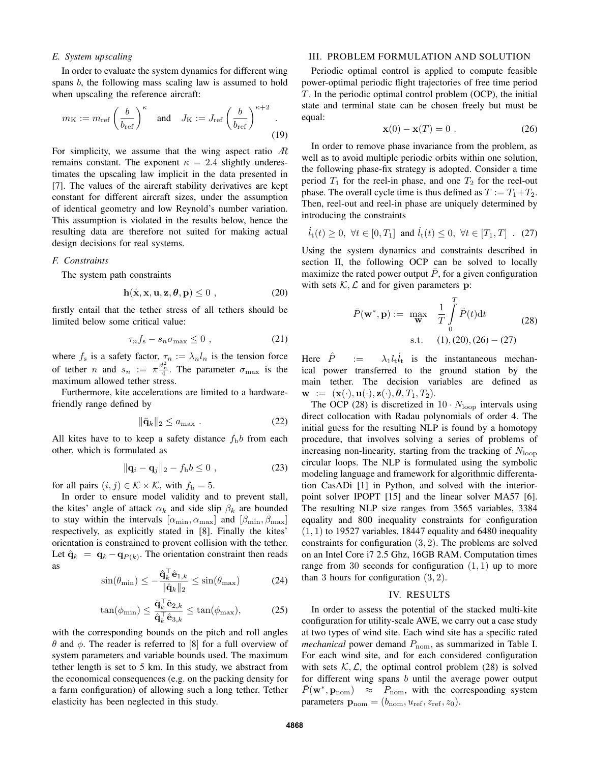### E. System upscaling

In order to evaluate the system dynamics for different wing spans $b$, the following mass scaling law is assumed to hold when upscaling the reference aircraft:

$$m_{\mathrm{K}} := m_{\mathrm{ref}} \left( \frac{b}{b_{\mathrm{ref}}} \right)^{\kappa} \quad \text{and} \quad J_{\mathrm{K}} := J_{\mathrm{ref}} \left( \frac{b}{b_{\mathrm{ref}}} \right)^{\kappa+2} . \tag{19}$$

For simplicity, we assume that the wing aspect ratio $\mathcal{R}$ remains constant. The exponent $\kappa = 2.4$ slightly underestimates the upscaling law implicit in the data presented in [7]. The values of the aircraft stability derivatives are kept constant for different aircraft sizes, under the assumption of identical geometry and low Reynold's number variation. This assumption is violated in the results below, hence the resulting data are therefore not suited for making actual design decisions for real systems.

### F. Constraints

The system path constraints

$$\mathbf{h}(\dot{\mathbf{x}}, \mathbf{x}, \mathbf{u}, \mathbf{z}, \boldsymbol{\theta}, \mathbf{p}) \leq 0 \ , \tag{20}$$

firstly entail that the tether stress of all tethers should be limited below some critical value:

$$\tau_n f_{\mathrm{s}} - s_n \sigma_{\max} \leq 0 \ , \tag{21}$$

where $f_{\mathrm{s}}$ is a safety factor, $\tau_n := \lambda_n l_n$ is the tension force of tether $n$ and $s_n := \pi \frac{d_n^2}{4}$. The parameter $\sigma_{\max}$ is the maximum allowed tether stress.

Furthermore, kite accelerations are limited to a hardware-friendly range defined by

$$\|\ddot{\mathbf{q}}_k\|_2 \leq a_{\max} \ . \tag{22}$$

All kites have to to keep a safety distance $f_{\mathrm{b}} b$ from each other, which is formulated as

$$\|\mathbf{q}_i - \mathbf{q}_j\|_2 - f_{\mathrm{b}} b \leq 0 \ , \tag{23}$$

for all pairs $(i, j) \in \mathcal{K} \times \mathcal{K}$, with $f_{\mathrm{b}} = 5$.

In order to ensure model validity and to prevent stall, the kites' angle of attack $\alpha_k$ and side slip $\beta_k$ are bounded to stay within the intervals $[\alpha_{\min}, \alpha_{\max}]$ and $[\beta_{\min}, \beta_{\max}]$ respectively, as explicitly stated in [8]. Finally the kites' orientation is constrained to provent collision with the tether. Let $\hat{\mathbf{q}}_k = \mathbf{q}_k - \mathbf{q}_{P(k)}$. The orientation constraint then reads as

$$\sin(\theta_{\min}) \leq -\frac{\hat{\mathbf{q}}_k^\top \hat{\mathbf{e}}_{1,k}}{\|\hat{\mathbf{q}}_k\|_2} \leq \sin(\theta_{\max}) \tag{24}$$

$$\tan(\phi_{\min}) \leq \frac{\hat{\mathbf{q}}_k^\top \hat{\mathbf{e}}_{2,k}}{\hat{\mathbf{q}}_k^\top \hat{\mathbf{e}}_{3,k}} \leq \tan(\phi_{\max}), \tag{25}$$

with the corresponding bounds on the pitch and roll angles $\theta$ and $\phi$. The reader is referred to [8] for a full overview of system parameters and variable bounds used. The maximum tether length is set to 5 km. In this study, we abstract from the economical consequences (e.g. on the packing density for a farm configuration) of allowing such a long tether. Tether elasticity has been neglected in this study.

## III. PROBLEM FORMULATION AND SOLUTION

Periodic optimal control is applied to compute feasible power-optimal periodic flight trajectories of free time period $T$. In the periodic optimal control problem (OCP), the initial state and terminal state can be chosen freely but must be equal:

$$\mathbf{x}(0) - \mathbf{x}(T) = 0 \ . \tag{26}$$

In order to remove phase invariance from the problem, as well as to avoid multiple periodic orbits within one solution, the following phase-fix strategy is adopted. Consider a time period $T_1$ for the reel-in phase, and one $T_2$ for the reel-out phase. The overall cycle time is thus defined as $T := T_1 + T_2$. Then, reel-out and reel-in phase are uniquely determined by introducing the constraints

$$\dot{l}_{\mathrm{t}}(t) \geq 0, \ \forall t \in [0, T_1] \ \text{and} \ \dot{l}_{\mathrm{t}}(t) \leq 0, \ \forall t \in [T_1, T] \ . \tag{27}$$

Using the system dynamics and constraints described in section II, the following OCP can be solved to locally maximize the rated power output $\bar{P}$, for a given configuration with sets $\mathcal{K}, \mathcal{L}$ and for given parameters $\mathbf{p}$:

$$\begin{aligned} \bar{P}(\mathbf{w}^*, \mathbf{p}) := \ & \max_{\mathbf{w}} \quad \frac{1}{T} \int_0^T \hat{P}(t) \mathrm{d}t \\ & \text{s.t.} \quad (1), (20), (26) - (27) \end{aligned} \tag{28}$$

Here $\hat{P} := \lambda_1 l_{\mathrm{t}} \dot{l}_{\mathrm{t}}$ is the instantaneous mechanical power transferred to the ground station by the main tether. The decision variables are defined as $\mathbf{w} := (\mathbf{x}(\cdot), \mathbf{u}(\cdot), \mathbf{z}(\cdot), \boldsymbol{\theta}, T_1, T_2)$.

The OCP (28) is discretized in $10 \cdot N_{\mathrm{loop}}$ intervals using direct collocation with Radau polynomials of order 4. The initial guess for the resulting NLP is found by a homotopy procedure, that involves solving a series of problems of increasing non-linearity, starting from the tracking of $N_{\mathrm{loop}}$ circular loops. The NLP is formulated using the symbolic modeling language and framework for algorithmic differentation CasADi [1] in Python, and solved with the interior-point solver IPOPT [15] and the linear solver MA57 [6]. The resulting NLP size ranges from 3565 variables, 3384 equality and 800 inequality constraints for configuration $(1, 1)$ to 19527 variables, 18447 equality and 6480 inequality constraints for configuration $(3, 2)$. The problems are solved on an Intel Core i7 2.5 Ghz, 16GB RAM. Computation times range from 30 seconds for configuration $(1, 1)$ up to more than 3 hours for configuration $(3, 2)$.

## IV. RESULTS

In order to assess the potential of the stacked multi-kite configuration for utility-scale AWE, we carry out a case study at two types of wind site. Each wind site has a specific rated *mechanical* power demand $P_{\mathrm{nom}}$, as summarized in Table I. For each wind site, and for each considered configuration with sets $\mathcal{K}, \mathcal{L}$, the optimal control problem (28) is solved for different wing spans $b$ until the average power output $\bar{P}(\mathbf{w}^*, \mathbf{p}_{\mathrm{nom}}) \approx P_{\mathrm{nom}}$, with the corresponding system parameters $\mathbf{p}_{\mathrm{nom}} = (b_{\mathrm{nom}}, u_{\mathrm{ref}}, z_{\mathrm{ref}}, z_0)$.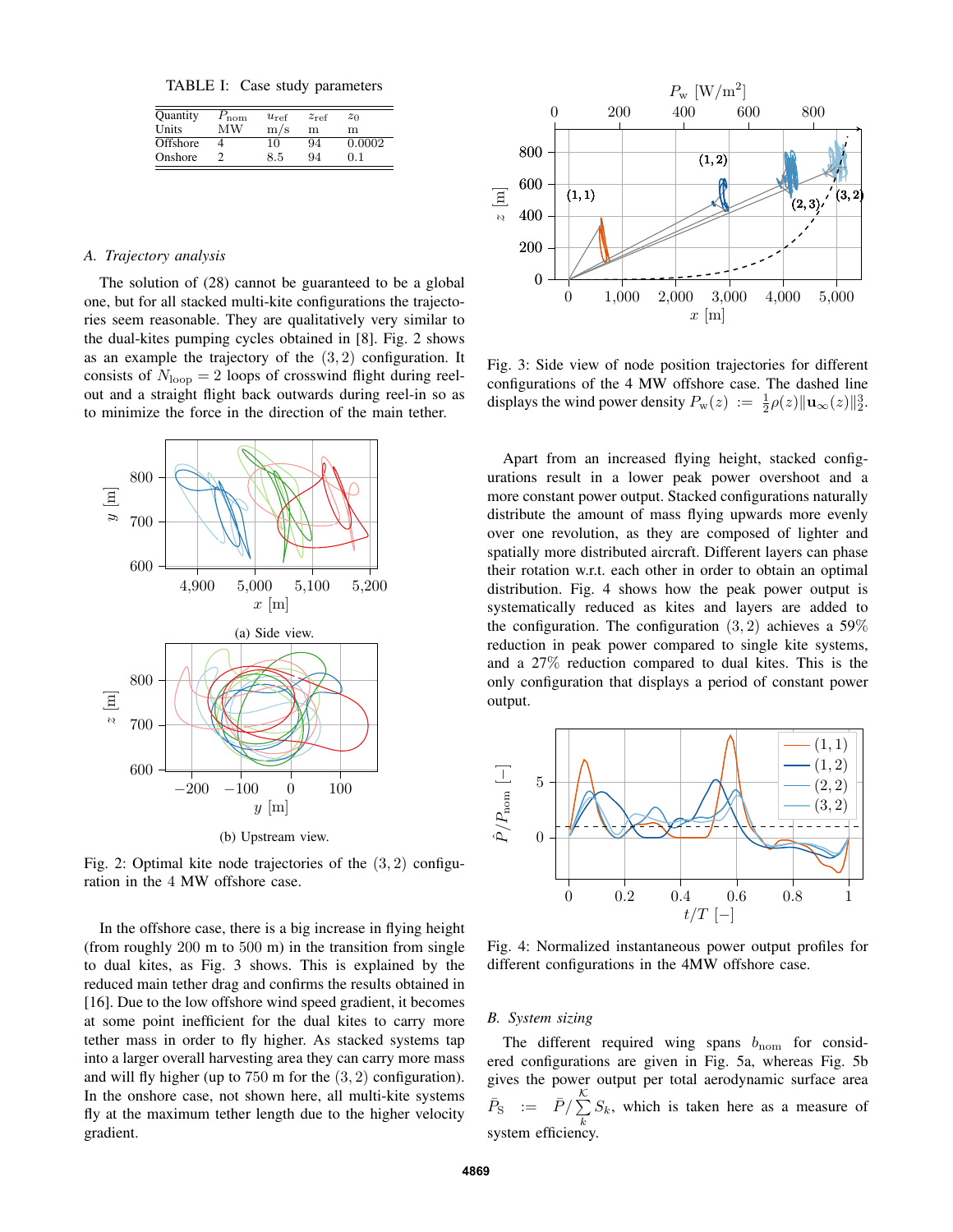TABLE I: Case study parameters

| Quantity | $P_{\text{nom}}$ | $u_{\text{ref}}$ | $z_{\text{ref}}$ | $z_0$ |
|---|---|---|---|---|
| Units | MW | m/s | m | m |
| Offshore | 4 | 10 | 94 | 0.0002 |
| Onshore | 2 | 8.5 | 94 | 0.1 |

### A. Trajectory analysis

The solution of (28) cannot be guaranteed to be a global one, but for all stacked multi-kite configurations the trajectories seem reasonable. They are qualitatively very similar to the dual-kites pumping cycles obtained in [8]. Fig. 2 shows as an example the trajectory of the $(3, 2)$ configuration. It consists of $N_{\text{loop}} = 2$ loops of crosswind flight during reel-out and a straight flight back outwards during reel-in so as to minimize the force in the direction of the main tether.

(a) Side view.

(b) Upstream view.

Fig. 2: Optimal kite node trajectories of the $(3, 2)$ configuration in the 4 MW offshore case.

In the offshore case, there is a big increase in flying height (from roughly 200 m to 500 m) in the transition from single to dual kites, as Fig. 3 shows. This is explained by the reduced main tether drag and confirms the results obtained in [16]. Due to the low offshore wind speed gradient, it becomes at some point inefficient for the dual kites to carry more tether mass in order to fly higher. As stacked systems tap into a larger overall harvesting area they can carry more mass and will fly higher (up to 750 m for the $(3, 2)$ configuration). In the onshore case, not shown here, all multi-kite systems fly at the maximum tether length due to the higher velocity gradient.

Fig. 3: Side view of node position trajectories for different configurations of the 4 MW offshore case. The dashed line displays the wind power density $P_{\text{w}}(z) := \frac{1}{2}\rho(z)\|\mathbf{u}_{\infty}(z)\|_2^3$.

Apart from an increased flying height, stacked configurations result in a lower peak power overshoot and a more constant power output. Stacked configurations naturally distribute the amount of mass flying upwards more evenly over one revolution, as they are composed of lighter and spatially more distributed aircraft. Different layers can phase their rotation w.r.t. each other in order to obtain an optimal distribution. Fig. 4 shows how the peak power output is systematically reduced as kites and layers are added to the configuration. The configuration $(3, 2)$ achieves a 59% reduction in peak power compared to single kite systems, and a 27% reduction compared to dual kites. This is the only configuration that displays a period of constant power output.

Fig. 4: Normalized instantaneous power output profiles for different configurations in the 4MW offshore case.

### B. System sizing

The different required wing spans $b_{\text{nom}}$ for considered configurations are given in Fig. 5a, whereas Fig. 5b gives the power output per total aerodynamic surface area $\bar{P}_{\text{S}} := \bar{P} / \sum_{k}^{\mathcal{K}} S_k$, which is taken here as a measure of system efficiency.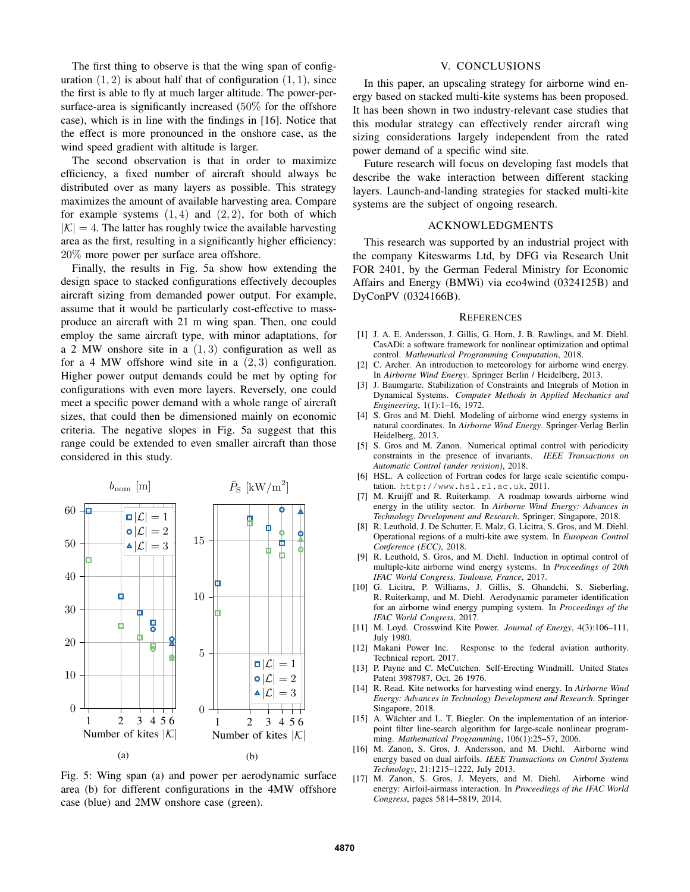The first thing to observe is that the wing span of configuration $(1, 2)$ is about half that of configuration $(1, 1)$, since the first is able to fly at much larger altitude. The power-per-surface-area is significantly increased (50% for the offshore case), which is in line with the findings in [16]. Notice that the effect is more pronounced in the onshore case, as the wind speed gradient with altitude is larger.

The second observation is that in order to maximize efficiency, a fixed number of aircraft should always be distributed over as many layers as possible. This strategy maximizes the amount of available harvesting area. Compare for example systems $(1, 4)$ and $(2, 2)$, for both of which $|\mathcal{K}| = 4$. The latter has roughly twice the available harvesting area as the first, resulting in a significantly higher efficiency: 20% more power per surface area offshore.

Finally, the results in Fig. 5a show how extending the design space to stacked configurations effectively decouples aircraft sizing from demanded power output. For example, assume that it would be particularly cost-effective to mass-produce an aircraft with 21 m wing span. Then, one could employ the same aircraft type, with minor adaptations, for a 2 MW onshore site in a $(1, 3)$ configuration as well as for a 4 MW offshore wind site in a $(2, 3)$ configuration. Higher power output demands could be met by opting for configurations with even more layers. Reversely, one could meet a specific power demand with a whole range of aircraft sizes, that could then be dimensioned mainly on economic criteria. The negative slopes in Fig. 5a suggest that this range could be extended to even smaller aircraft than those considered in this study.

$b_{\text{nom}}$ [m]

$|\mathcal{L}| = 1$
$|\mathcal{L}| = 2$
$|\mathcal{L}| = 3$

0 10 20 30 40 50 60

1 2 3 4 5 6

Number of kites $|\mathcal{K}|$

(a)

$\bar{P}_{\text{S}}$ [kW/m$^2$]

$|\mathcal{L}| = 1$
$|\mathcal{L}| = 2$
$|\mathcal{L}| = 3$

0 5 10 15

1 2 3 4 5 6

Number of kites $|\mathcal{K}|$

(b)

Fig. 5: Wing span (a) and power per aerodynamic surface area (b) for different configurations in the 4MW offshore case (blue) and 2MW onshore case (green).

## V. CONCLUSIONS

In this paper, an upscaling strategy for airborne wind energy based on stacked multi-kite systems has been proposed. It has been shown in two industry-relevant case studies that this modular strategy can effectively render aircraft wing sizing considerations largely independent from the rated power demand of a specific wind site.

Future research will focus on developing fast models that describe the wake interaction between different stacking layers. Launch-and-landing strategies for stacked multi-kite systems are the subject of ongoing research.

## ACKNOWLEDGMENTS

This research was supported by an industrial project with the company Kiteswarms Ltd, by DFG via Research Unit FOR 2401, by the German Federal Ministry for Economic Affairs and Energy (BMWi) via eco4wind (0324125B) and DyConPV (0324166B).

## REFERENCES

[1] J. A. E. Andersson, J. Gillis, G. Horn, J. B. Rawlings, and M. Diehl. CasADi: a software framework for nonlinear optimization and optimal control. *Mathematical Programming Computation*, 2018.

[2] C. Archer. An introduction to meteorology for airborne wind energy. In *Airborne Wind Energy*. Springer Berlin / Heidelberg, 2013.

[3] J. Baumgarte. Stabilization of Constraints and Integrals of Motion in Dynamical Systems. *Computer Methods in Applied Mechanics and Engineering*, 1(1):1–16, 1972.

[4] S. Gros and M. Diehl. Modeling of airborne wind energy systems in natural coordinates. In *Airborne Wind Energy*. Springer-Verlag Berlin Heidelberg, 2013.

[5] S. Gros and M. Zanon. Numerical optimal control with periodicity constraints in the presence of invariants. *IEEE Transactions on Automatic Control (under revision)*, 2018.

[6] HSL. A collection of Fortran codes for large scale scientific computation. `http://www.hsl.rl.ac.uk`, 2011.

[7] M. Kruijff and R. Ruiterkamp. A roadmap towards airborne wind energy in the utility sector. In *Airborne Wind Energy: Advances in Technology Development and Research*. Springer, Singapore, 2018.

[8] R. Leuthold, J. De Schutter, E. Malz, G. Licitra, S. Gros, and M. Diehl. Operational regions of a multi-kite awe system. In *European Control Conference (ECC)*, 2018.

[9] R. Leuthold, S. Gros, and M. Diehl. Induction in optimal control of multiple-kite airborne wind energy systems. In *Proceedings of 20th IFAC World Congress, Toulouse, France*, 2017.

[10] G. Licitra, P. Williams, J. Gillis, S. Ghandchi, S. Sieberling, R. Ruiterkamp, and M. Diehl. Aerodynamic parameter identification for an airborne wind energy pumping system. In *Proceedings of the IFAC World Congress*, 2017.

[11] M. Loyd. Crosswind Kite Power. *Journal of Energy*, 4(3):106–111, July 1980.

[12] Makani Power Inc. Response to the federal aviation authority. Technical report, 2017.

[13] P. Payne and C. McCutchen. Self-Erecting Windmill. United States Patent 3987987, Oct. 26 1976.

[14] R. Read. Kite networks for harvesting wind energy. In *Airborne Wind Energy: Advances in Technology Development and Research*. Springer Singapore, 2018.

[15] A. Wächter and L. T. Biegler. On the implementation of an interior-point filter line-search algorithm for large-scale nonlinear programming. *Mathematical Programming*, 106(1):25–57, 2006.

[16] M. Zanon, S. Gros, J. Andersson, and M. Diehl. Airborne wind energy based on dual airfoils. *IEEE Transactions on Control Systems Technology*, 21:1215–1222, July 2013.

[17] M. Zanon, S. Gros, J. Meyers, and M. Diehl. Airborne wind energy: Airfoil-airmass interaction. In *Proceedings of the IFAC World Congress*, pages 5814–5819, 2014.